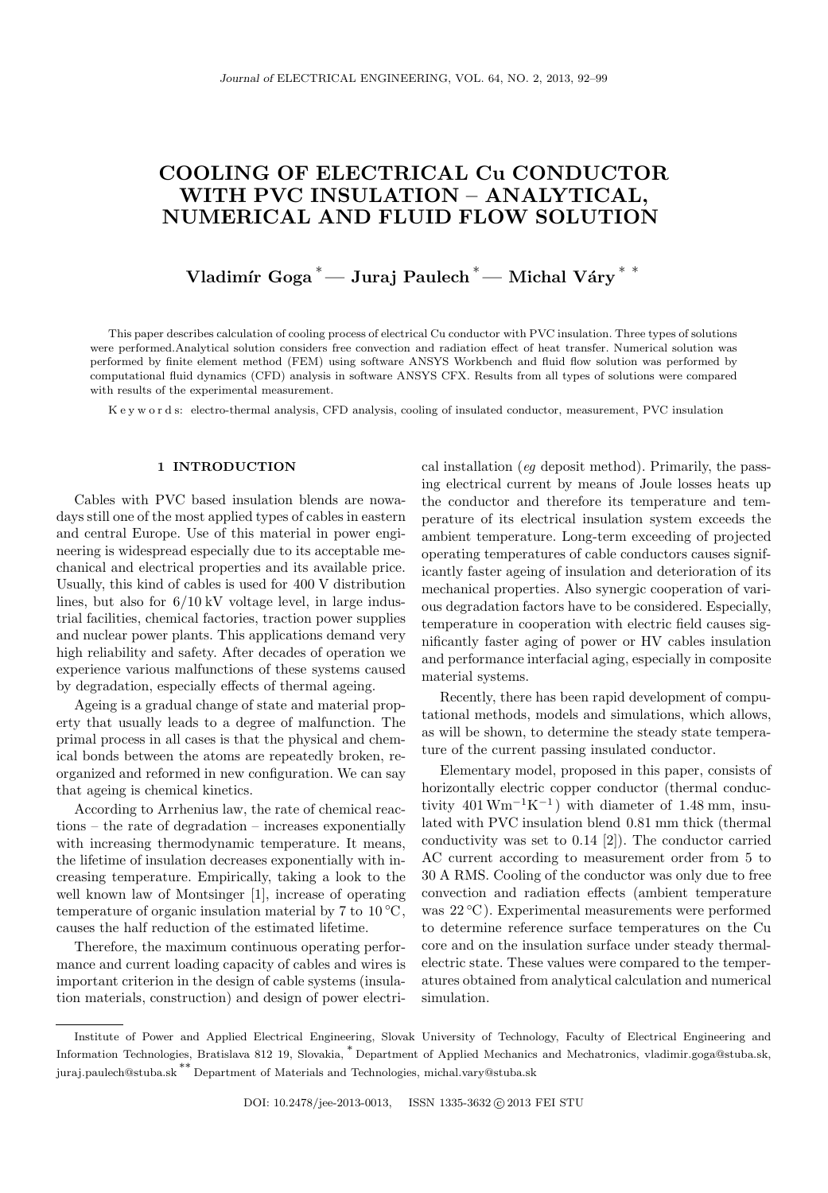# COOLING OF ELECTRICAL Cu CONDUCTOR WITH PVC INSULATION – ANALYTICAL, NUMERICAL AND FLUID FLOW SOLUTION

**Vladimír Goga** [*] — **Juraj Paulech** [*] — **Michal Váry** [**]

This paper describes calculation of cooling process of electrical Cu conductor with PVC insulation. Three types of solutions were performed.Analytical solution considers free convection and radiation effect of heat transfer. Numerical solution was performed by finite element method (FEM) using software ANSYS Workbench and fluid flow solution was performed by computational fluid dynamics (CFD) analysis in software ANSYS CFX. Results from all types of solutions were compared with results of the experimental measurement.

K e y w o r d s: electro-thermal analysis, CFD analysis, cooling of insulated conductor, measurement, PVC insulation

## 1 INTRODUCTION

Cables with PVC based insulation blends are nowadays still one of the most applied types of cables in eastern and central Europe. Use of this material in power engineering is widespread especially due to its acceptable mechanical and electrical properties and its available price. Usually, this kind of cables is used for 400 V distribution lines, but also for 6/10 kV voltage level, in large industrial facilities, chemical factories, traction power supplies and nuclear power plants. This applications demand very high reliability and safety. After decades of operation we experience various malfunctions of these systems caused by degradation, especially effects of thermal ageing.

Ageing is a gradual change of state and material property that usually leads to a degree of malfunction. The primal process in all cases is that the physical and chemical bonds between the atoms are repeatedly broken, reorganized and reformed in new configuration. We can say that ageing is chemical kinetics.

According to Arrhenius law, the rate of chemical reactions – the rate of degradation – increases exponentially with increasing thermodynamic temperature. It means, the lifetime of insulation decreases exponentially with increasing temperature. Empirically, taking a look to the well known law of Montsinger [1], increase of operating temperature of organic insulation material by 7 to 10 °C, causes the half reduction of the estimated lifetime.

Therefore, the maximum continuous operating performance and current loading capacity of cables and wires is important criterion in the design of cable systems (insulation materials, construction) and design of power electrical installation (*eg* deposit method). Primarily, the passing electrical current by means of Joule losses heats up the conductor and therefore its temperature and temperature of its electrical insulation system exceeds the ambient temperature. Long-term exceeding of projected operating temperatures of cable conductors causes significantly faster ageing of insulation and deterioration of its mechanical properties. Also synergic cooperation of various degradation factors have to be considered. Especially, temperature in cooperation with electric field causes significantly faster aging of power or HV cables insulation and performance interfacial aging, especially in composite material systems.

Recently, there has been rapid development of computational methods, models and simulations, which allows, as will be shown, to determine the steady state temperature of the current passing insulated conductor.

Elementary model, proposed in this paper, consists of horizontally electric copper conductor (thermal conductivity 401 $\mathrm{Wm^{-1}K^{-1}}$) with diameter of 1.48 mm, insulated with PVC insulation blend 0.81 mm thick (thermal conductivity was set to 0.14 [2]). The conductor carried AC current according to measurement order from 5 to 30 A RMS. Cooling of the conductor was only due to free convection and radiation effects (ambient temperature was 22 °C). Experimental measurements were performed to determine reference surface temperatures on the Cu core and on the insulation surface under steady thermal-electric state. These values were compared to the temperatures obtained from analytical calculation and numerical simulation.

---

Institute of Power and Applied Electrical Engineering, Slovak University of Technology, Faculty of Electrical Engineering and Information Technologies, Bratislava 812 19, Slovakia, [*] Department of Applied Mechanics and Mechatronics, vladimir.goga@stuba.sk, juraj.paulech@stuba.sk [**] Department of Materials and Technologies, michal.vary@stuba.sk

DOI: 10.2478/jee-2013-0013, ISSN 1335-3632 © 2013 FEI STU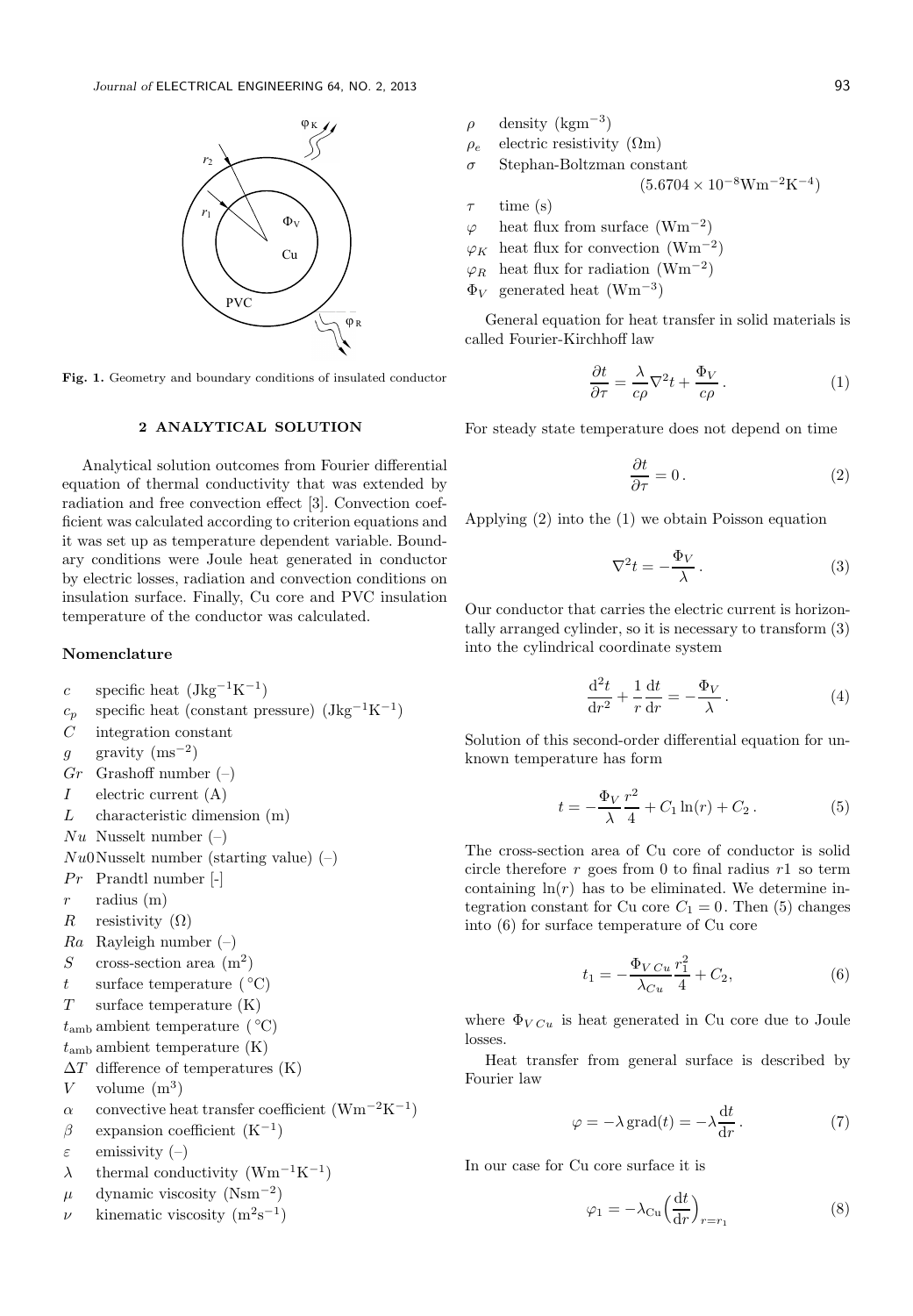**Fig. 1.** Geometry and boundary conditions of insulated conductor

## 2 ANALYTICAL SOLUTION

Analytical solution outcomes from Fourier differential equation of thermal conductivity that was extended by radiation and free convection effect [3]. Convection coefficient was calculated according to criterion equations and it was set up as temperature dependent variable. Boundary conditions were Joule heat generated in conductor by electric losses, radiation and convection conditions on insulation surface. Finally, Cu core and PVC insulation temperature of the conductor was calculated.

### Nomenclature

- $c$ specific heat ($\mathrm{Jkg^{-1}K^{-1}}$)
- $c_p$ specific heat (constant pressure) ($\mathrm{Jkg^{-1}K^{-1}}$)
- $C$ integration constant
- $g$ gravity ($\mathrm{ms^{-2}}$)
- $Gr$ Grashoff number (–)
- $I$ electric current (A)
- $L$ characteristic dimension (m)
- $Nu$ Nusselt number (–)
- $Nu0$ Nusselt number (starting value) (–)
- $Pr$ Prandtl number [-]
- $r$ radius (m)
- $R$ resistivity ($\Omega$)
- $Ra$ Rayleigh number (–)
- $S$ cross-section area ($\mathrm{m^2}$)
- $t$ surface temperature (°C)
- $T$ surface temperature (K)
- $t_{\mathrm{amb}}$ ambient temperature (°C)
- $t_{\mathrm{amb}}$ ambient temperature (K)
- $\Delta T$ difference of temperatures (K)
- $V$ volume ($\mathrm{m^3}$)
- $\alpha$ convective heat transfer coefficient ($\mathrm{Wm^{-2}K^{-1}}$)
- $\beta$ expansion coefficient ($\mathrm{K^{-1}}$)
- $\varepsilon$ emissivity (–)
- $\lambda$ thermal conductivity ($\mathrm{Wm^{-1}K^{-1}}$)
- $\mu$ dynamic viscosity ($\mathrm{Nsm^{-2}}$)
- $\nu$ kinematic viscosity ($\mathrm{m^2s^{-1}}$)
- $\rho$ density ($\mathrm{kgm^{-3}}$)
- $\rho_e$ electric resistivity ($\Omega$m)
- $\sigma$ Stephan-Boltzman constant ($5.6704\times10^{-8}\mathrm{Wm^{-2}K^{-4}}$)
- $\tau$ time (s)
- $\varphi$ heat flux from surface ($\mathrm{Wm^{-2}}$)
- $\varphi_K$ heat flux for convection ($\mathrm{Wm^{-2}}$)
- $\varphi_R$ heat flux for radiation ($\mathrm{Wm^{-2}}$)
- $\Phi_V$ generated heat ($\mathrm{Wm^{-3}}$)

General equation for heat transfer in solid materials is called Fourier-Kirchhoff law

$$\frac{\partial t}{\partial \tau} = \frac{\lambda}{c\rho}\nabla^2 t + \frac{\Phi_V}{c\rho}\,. \tag{1}$$

For steady state temperature does not depend on time

$$\frac{\partial t}{\partial \tau} = 0\,. \tag{2}$$

Applying (2) into the (1) we obtain Poisson equation

$$\nabla^2 t = -\frac{\Phi_V}{\lambda}\,. \tag{3}$$

Our conductor that carries the electric current is horizontally arranged cylinder, so it is necessary to transform (3) into the cylindrical coordinate system

$$\frac{\mathrm{d}^2 t}{\mathrm{d}r^2} + \frac{1}{r}\frac{\mathrm{d}t}{\mathrm{d}r} = -\frac{\Phi_V}{\lambda}\,. \tag{4}$$

Solution of this second-order differential equation for unknown temperature has form

$$t = -\frac{\Phi_V}{\lambda}\frac{r^2}{4} + C_1\ln(r) + C_2\,. \tag{5}$$

The cross-section area of Cu core of conductor is solid circle therefore $r$ goes from 0 to final radius $r1$ so term containing $\ln(r)$ has to be eliminated. We determine integration constant for Cu core $C_1 = 0$. Then (5) changes into (6) for surface temperature of Cu core

$$t_1 = -\frac{\Phi_{V\,Cu}}{\lambda_{Cu}}\frac{r_1^2}{4} + C_2, \tag{6}$$

where $\Phi_{V\,Cu}$ is heat generated in Cu core due to Joule losses.

Heat transfer from general surface is described by Fourier law

$$\varphi = -\lambda\,\mathrm{grad}(t) = -\lambda\frac{\mathrm{d}t}{\mathrm{d}r}\,. \tag{7}$$

In our case for Cu core surface it is

$$\varphi_1 = -\lambda_{\mathrm{Cu}}\Big(\frac{\mathrm{d}t}{\mathrm{d}r}\Big)_{r=r_1} \tag{8}$$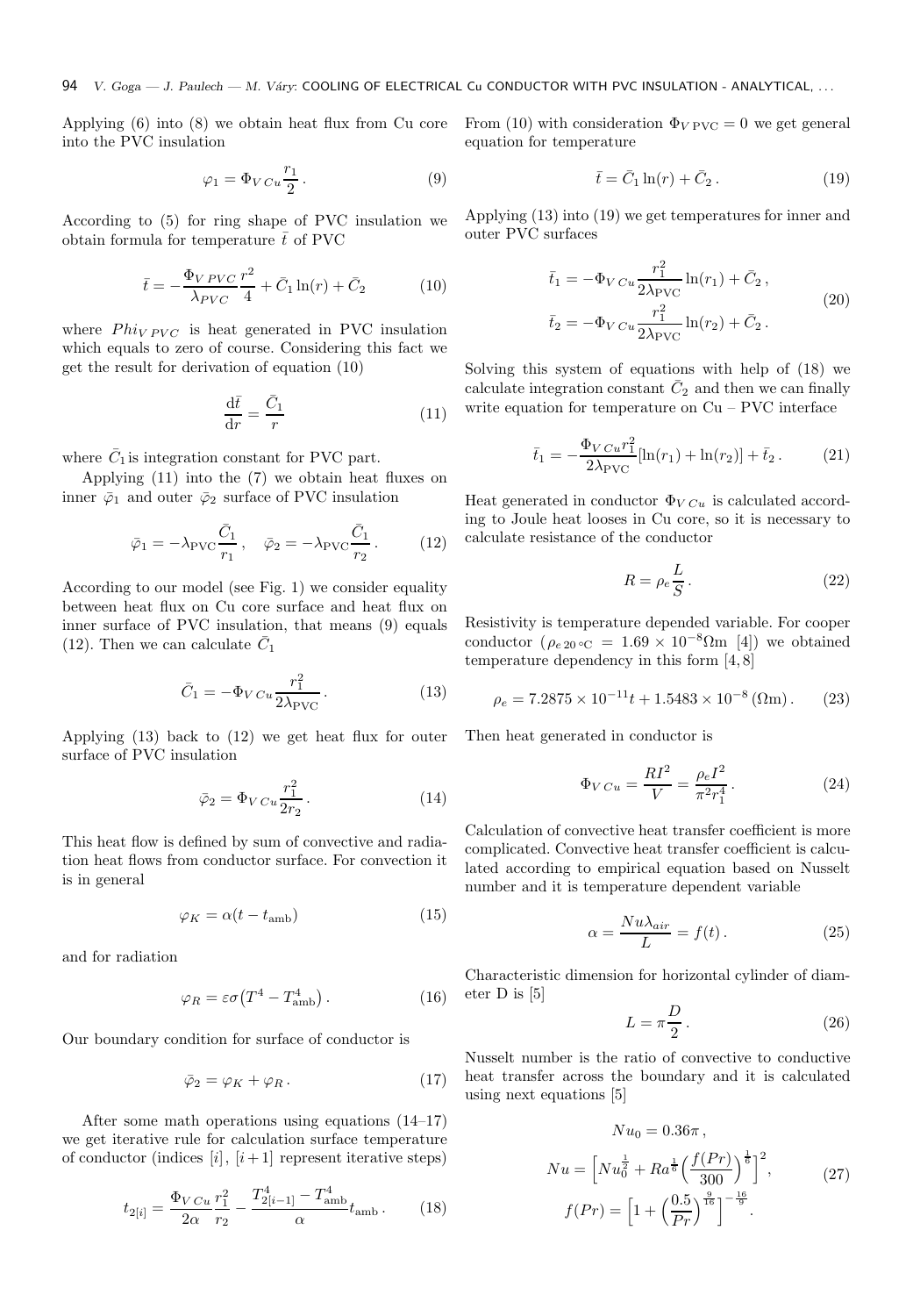Applying (6) into (8) we obtain heat flux from Cu core into the PVC insulation

$$\varphi_1 = \Phi_{V\,Cu}\frac{r_1}{2}\,. \tag{9}$$

According to (5) for ring shape of PVC insulation we obtain formula for temperature $\bar{t}$ of PVC

$$\bar{t} = -\frac{\Phi_{V\,PVC}}{\lambda_{PVC}}\frac{r^2}{4} + \bar{C}_1\ln(r) + \bar{C}_2 \tag{10}$$

where $Phi_{V\,PVC}$ is heat generated in PVC insulation which equals to zero of course. Considering this fact we get the result for derivation of equation (10)

$$\frac{\mathrm{d}\bar{t}}{\mathrm{d}r} = \frac{\bar{C}_1}{r} \tag{11}$$

where $\bar{C}_1$ is integration constant for PVC part.

Applying (11) into the (7) we obtain heat fluxes on inner $\bar{\varphi}_1$ and outer $\bar{\varphi}_2$ surface of PVC insulation

$$\bar{\varphi}_1 = -\lambda_{\mathrm{PVC}}\frac{\bar{C}_1}{r_1}\,, \quad \bar{\varphi}_2 = -\lambda_{\mathrm{PVC}}\frac{\bar{C}_1}{r_2}\,. \tag{12}$$

According to our model (see Fig. 1) we consider equality between heat flux on Cu core surface and heat flux on inner surface of PVC insulation, that means (9) equals (12). Then we can calculate $\bar{C}_1$

$$\bar{C}_1 = -\Phi_{V\,Cu}\frac{r_1^2}{2\lambda_{\mathrm{PVC}}}\,. \tag{13}$$

Applying (13) back to (12) we get heat flux for outer surface of PVC insulation

$$\bar{\varphi}_2 = \Phi_{V\,Cu}\frac{r_1^2}{2r_2}\,. \tag{14}$$

This heat flow is defined by sum of convective and radiation heat flows from conductor surface. For convection it is in general

$$\varphi_K = \alpha(t - t_{\mathrm{amb}}) \tag{15}$$

and for radiation

$$\varphi_R = \varepsilon\sigma\big(T^4 - T_{\mathrm{amb}}^4\big)\,. \tag{16}$$

Our boundary condition for surface of conductor is

$$\bar{\varphi}_2 = \varphi_K + \varphi_R\,. \tag{17}$$

After some math operations using equations (14–17) we get iterative rule for calculation surface temperature of conductor (indices $[i]$, $[i+1]$ represent iterative steps)

$$t_{2[i]} = \frac{\Phi_{V\,Cu}}{2\alpha}\frac{r_1^2}{r_2} - \frac{T_{2[i-1]}^4 - T_{\mathrm{amb}}^4}{\alpha}t_{\mathrm{amb}}\,. \tag{18}$$

From (10) with consideration $\Phi_{V\,\mathrm{PVC}} = 0$ we get general equation for temperature

$$\bar{t} = \bar{C}_1\ln(r) + \bar{C}_2\,. \tag{19}$$

Applying (13) into (19) we get temperatures for inner and outer PVC surfaces

$$\begin{aligned}\bar{t}_1 &= -\Phi_{V\,Cu}\frac{r_1^2}{2\lambda_{\mathrm{PVC}}}\ln(r_1) + \bar{C}_2\,,\\ \bar{t}_2 &= -\Phi_{V\,Cu}\frac{r_1^2}{2\lambda_{\mathrm{PVC}}}\ln(r_2) + \bar{C}_2\,.\end{aligned} \tag{20}$$

Solving this system of equations with help of (18) we calculate integration constant $\bar{C}_2$ and then we can finally write equation for temperature on Cu – PVC interface

$$\bar{t}_1 = -\frac{\Phi_{V\,Cu}r_1^2}{2\lambda_{\mathrm{PVC}}}[\ln(r_1) + \ln(r_2)] + \bar{t}_2\,. \tag{21}$$

Heat generated in conductor $\Phi_{V\,Cu}$ is calculated according to Joule heat looses in Cu core, so it is necessary to calculate resistance of the conductor

$$R = \rho_e\frac{L}{S}\,. \tag{22}$$

Resistivity is temperature depended variable. For cooper conductor ($\rho_{e\,20\,^\circ\mathrm{C}} = 1.69\times10^{-8}\Omega\mathrm{m}$ [4]) we obtained temperature dependency in this form [4, 8]

$$\rho_e = 7.2875\times10^{-11}t + 1.5483\times10^{-8}\,(\Omega\mathrm{m})\,. \tag{23}$$

Then heat generated in conductor is

$$\Phi_{V\,Cu} = \frac{RI^2}{V} = \frac{\rho_e I^2}{\pi^2 r_1^4}\,. \tag{24}$$

Calculation of convective heat transfer coefficient is more complicated. Convective heat transfer coefficient is calculated according to empirical equation based on Nusselt number and it is temperature dependent variable

$$\alpha = \frac{Nu\lambda_{air}}{L} = f(t)\,. \tag{25}$$

Characteristic dimension for horizontal cylinder of diameter D is [5]

$$L = \pi\frac{D}{2}\,. \tag{26}$$

Nusselt number is the ratio of convective to conductive heat transfer across the boundary and it is calculated using next equations [5]

$$\begin{gathered}Nu_0 = 0.36\pi\,,\\ Nu = \Big[Nu_0^{\frac{1}{2}} + Ra^{\frac{1}{6}}\Big(\frac{f(Pr)}{300}\Big)^{\frac{1}{6}}\Big]^2,\\ f(Pr) = \Big[1 + \Big(\frac{0.5}{Pr}\Big)^{\frac{9}{16}}\Big]^{-\frac{16}{9}}.\end{gathered} \tag{27}$$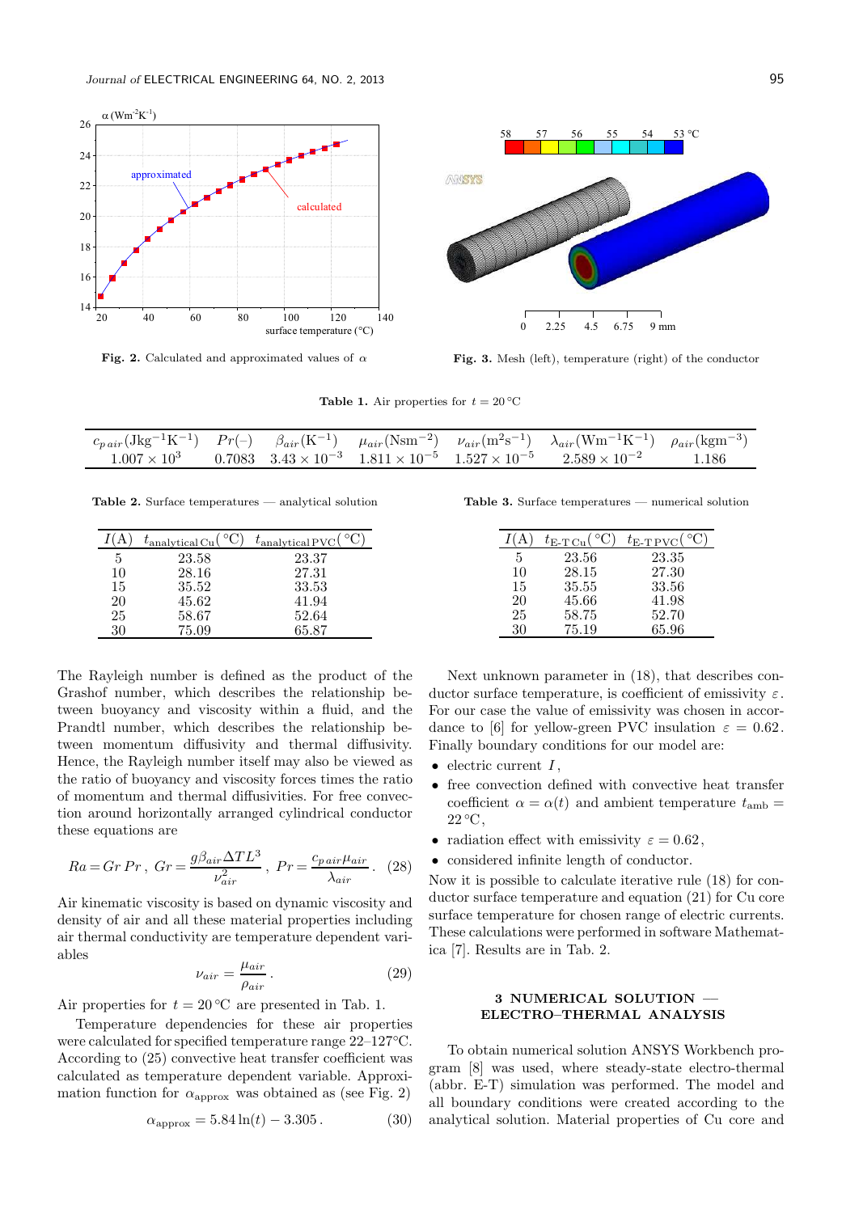Fig. 2. Calculated and approximated values of $\alpha$

Fig. 3. Mesh (left), temperature (right) of the conductor

Table 1. Air properties for $t = 20\,°C$

| $c_{p\,air}(\mathrm{Jkg^{-1}K^{-1}})$ | $Pr(-)$ | $\beta_{air}(\mathrm{K^{-1}})$ | $\mu_{air}(\mathrm{Nsm^{-2}})$ | $\nu_{air}(\mathrm{m^2s^{-1}})$ | $\lambda_{air}(\mathrm{Wm^{-1}K^{-1}})$ | $\rho_{air}(\mathrm{kgm^{-3}})$ |
|---|---|---|---|---|---|---|
| $1.007 \times 10^3$ | 0.7083 | $3.43 \times 10^{-3}$ | $1.811 \times 10^{-5}$ | $1.527 \times 10^{-5}$ | $2.589 \times 10^{-2}$ | 1.186 |

Table 2. Surface temperatures — analytical solution

| $I(\mathrm{A})$ | $t_{\mathrm{analytical\,Cu}}(°C)$ | $t_{\mathrm{analytical\,PVC}}(°C)$ |
|---|---|---|
| 5 | 23.58 | 23.37 |
| 10 | 28.16 | 27.31 |
| 15 | 35.52 | 33.53 |
| 20 | 45.62 | 41.94 |
| 25 | 58.67 | 52.64 |
| 30 | 75.09 | 65.87 |

Table 3. Surface temperatures — numerical solution

| $I(\mathrm{A})$ | $t_{\mathrm{E\text{-}T\,Cu}}(°C)$ | $t_{\mathrm{E\text{-}T\,PVC}}(°C)$ |
|---|---|---|
| 5 | 23.56 | 23.35 |
| 10 | 28.15 | 27.30 |
| 15 | 35.55 | 33.56 |
| 20 | 45.66 | 41.98 |
| 25 | 58.75 | 52.70 |
| 30 | 75.19 | 65.96 |

The Rayleigh number is defined as the product of the Grashof number, which describes the relationship between buoyancy and viscosity within a fluid, and the Prandtl number, which describes the relationship between momentum diffusivity and thermal diffusivity. Hence, the Rayleigh number itself may also be viewed as the ratio of buoyancy and viscosity forces times the ratio of momentum and thermal diffusivities. For free convection around horizontally arranged cylindrical conductor these equations are

$$Ra = Gr\,Pr\,, \quad Gr = \frac{g\beta_{air}\Delta T L^3}{\nu_{air}^2}\,, \quad Pr = \frac{c_{p\,air}\mu_{air}}{\lambda_{air}}\,. \tag{28}$$

Air kinematic viscosity is based on dynamic viscosity and density of air and all these material properties including air thermal conductivity are temperature dependent variables

$$\nu_{air} = \frac{\mu_{air}}{\rho_{air}}\,. \tag{29}$$

Air properties for $t = 20\,°C$ are presented in Tab. 1.

Temperature dependencies for these air properties were calculated for specified temperature range 22–127°C. According to (25) convective heat transfer coefficient was calculated as temperature dependent variable. Approximation function for $\alpha_{\mathrm{approx}}$ was obtained as (see Fig. 2)

$$\alpha_{\mathrm{approx}} = 5.84\ln(t) - 3.305\,. \tag{30}$$

Next unknown parameter in (18), that describes conductor surface temperature, is coefficient of emissivity $\varepsilon$. For our case the value of emissivity was chosen in accordance to [6] for yellow-green PVC insulation $\varepsilon = 0.62$. Finally boundary conditions for our model are:

- electric current $I$,
- free convection defined with convective heat transfer coefficient $\alpha = \alpha(t)$ and ambient temperature $t_{\mathrm{amb}} = 22\,°C$,
- radiation effect with emissivity $\varepsilon = 0.62$,
- considered infinite length of conductor.

Now it is possible to calculate iterative rule (18) for conductor surface temperature and equation (21) for Cu core surface temperature for chosen range of electric currents. These calculations were performed in software Mathematica [7]. Results are in Tab. 2.

## 3 NUMERICAL SOLUTION — ELECTRO–THERMAL ANALYSIS

To obtain numerical solution ANSYS Workbench program [8] was used, where steady-state electro-thermal (abbr. E-T) simulation was performed. The model and all boundary conditions were created according to the analytical solution. Material properties of Cu core and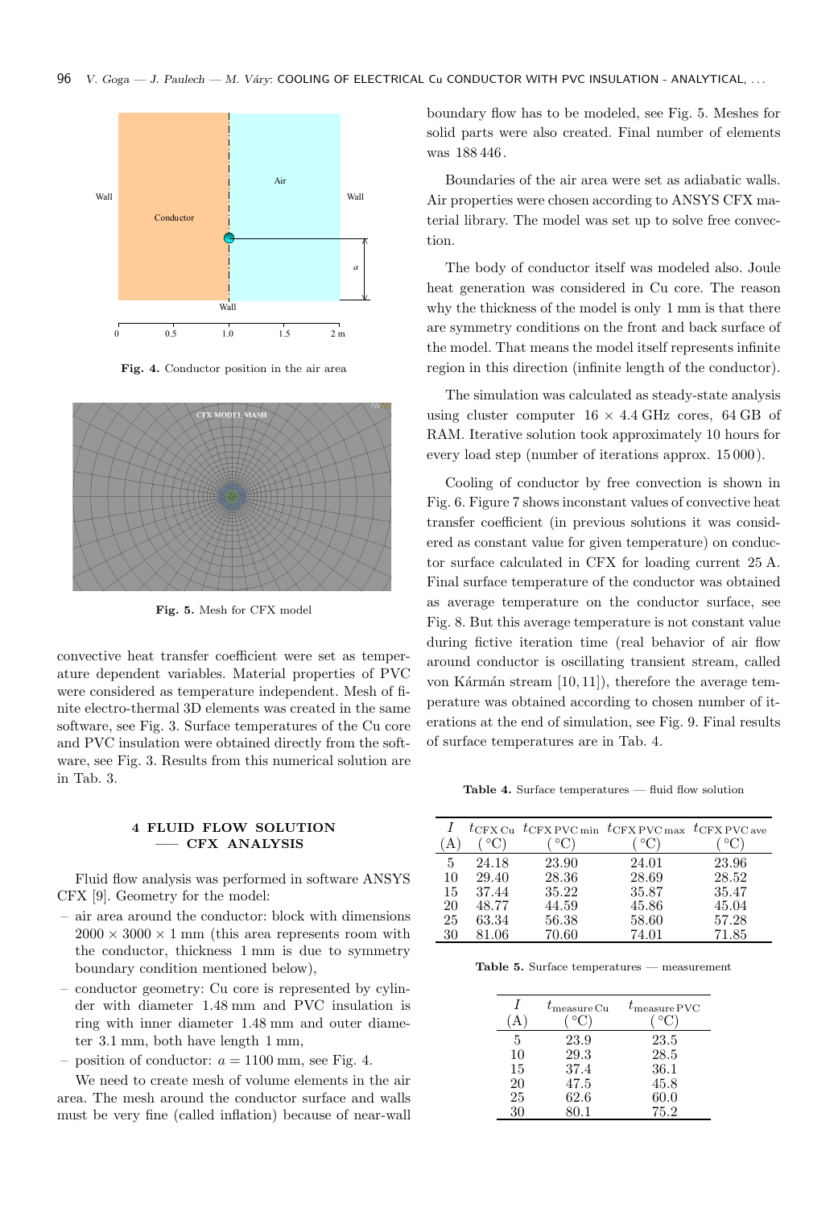Fig. 4. Conductor position in the air area

Fig. 5. Mesh for CFX model

convective heat transfer coefficient were set as temperature dependent variables. Material properties of PVC were considered as temperature independent. Mesh of finite electro-thermal 3D elements was created in the same software, see Fig. 3. Surface temperatures of the Cu core and PVC insulation were obtained directly from the software, see Fig. 3. Results from this numerical solution are in Tab. 3.

## 4 FLUID FLOW SOLUTION — CFX ANALYSIS

Fluid flow analysis was performed in software ANSYS CFX [9]. Geometry for the model:

- air area around the conductor: block with dimensions 2000 × 3000 × 1 mm (this area represents room with the conductor, thickness 1 mm is due to symmetry boundary condition mentioned below),
- conductor geometry: Cu core is represented by cylinder with diameter 1.48 mm and PVC insulation is ring with inner diameter 1.48 mm and outer diameter 3.1 mm, both have length 1 mm,
- position of conductor: $a = 1100$ mm, see Fig. 4.

We need to create mesh of volume elements in the air area. The mesh around the conductor surface and walls must be very fine (called inflation) because of near-wall boundary flow has to be modeled, see Fig. 5. Meshes for solid parts were also created. Final number of elements was 188 446.

Boundaries of the air area were set as adiabatic walls. Air properties were chosen according to ANSYS CFX material library. The model was set up to solve free convection.

The body of conductor itself was modeled also. Joule heat generation was considered in Cu core. The reason why the thickness of the model is only 1 mm is that there are symmetry conditions on the front and back surface of the model. That means the model itself represents infinite region in this direction (infinite length of the conductor).

The simulation was calculated as steady-state analysis using cluster computer 16 × 4.4 GHz cores, 64 GB of RAM. Iterative solution took approximately 10 hours for every load step (number of iterations approx. 15 000).

Cooling of conductor by free convection is shown in Fig. 6. Figure 7 shows inconstant values of convective heat transfer coefficient (in previous solutions it was considered as constant value for given temperature) on conductor surface calculated in CFX for loading current 25 A. Final surface temperature of the conductor was obtained as average temperature on the conductor surface, see Fig. 8. But this average temperature is not constant value during fictive iteration time (real behavior of air flow around conductor is oscillating transient stream, called von Kármán stream [10, 11]), therefore the average temperature was obtained according to chosen number of iterations at the end of simulation, see Fig. 9. Final results of surface temperatures are in Tab. 4.

**Table 4.** Surface temperatures — fluid flow solution

| $I$ (A) | $t_{\mathrm{CFX\,Cu}}$ (°C) | $t_{\mathrm{CFX\,PVC\,min}}$ (°C) | $t_{\mathrm{CFX\,PVC\,max}}$ (°C) | $t_{\mathrm{CFX\,PVC\,ave}}$ (°C) |
|---|---|---|---|---|
| 5 | 24.18 | 23.90 | 24.01 | 23.96 |
| 10 | 29.40 | 28.36 | 28.69 | 28.52 |
| 15 | 37.44 | 35.22 | 35.87 | 35.47 |
| 20 | 48.77 | 44.59 | 45.86 | 45.04 |
| 25 | 63.34 | 56.38 | 58.60 | 57.28 |
| 30 | 81.06 | 70.60 | 74.01 | 71.85 |

**Table 5.** Surface temperatures — measurement

| $I$ (A) | $t_{\mathrm{measure\,Cu}}$ (°C) | $t_{\mathrm{measure\,PVC}}$ (°C) |
|---|---|---|
| 5 | 23.9 | 23.5 |
| 10 | 29.3 | 28.5 |
| 15 | 37.4 | 36.1 |
| 20 | 47.5 | 45.8 |
| 25 | 62.6 | 60.0 |
| 30 | 80.1 | 75.2 |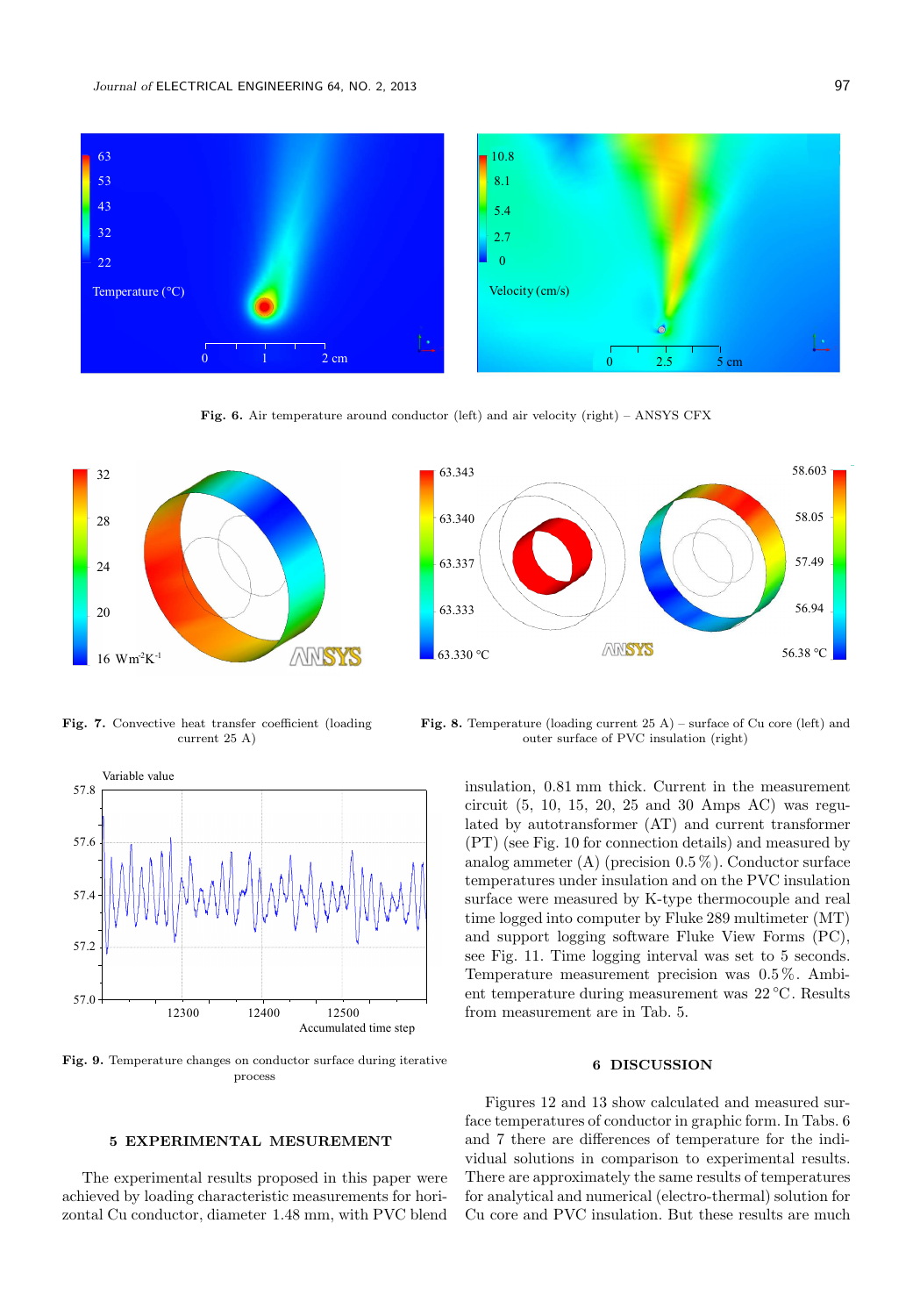Fig. 6. Air temperature around conductor (left) and air velocity (right) – ANSYS CFX

Fig. 7. Convective heat transfer coefficient (loading current 25 A)

Fig. 8. Temperature (loading current 25 A) – surface of Cu core (left) and outer surface of PVC insulation (right)

Fig. 9. Temperature changes on conductor surface during iterative process

## 5 EXPERIMENTAL MESUREMENT

The experimental results proposed in this paper were achieved by loading characteristic measurements for horizontal Cu conductor, diameter 1.48 mm, with PVC blend insulation, 0.81 mm thick. Current in the measurement circuit (5, 10, 15, 20, 25 and 30 Amps AC) was regulated by autotransformer (AT) and current transformer (PT) (see Fig. 10 for connection details) and measured by analog ammeter (A) (precision 0.5 %). Conductor surface temperatures under insulation and on the PVC insulation surface were measured by K-type thermocouple and real time logged into computer by Fluke 289 multimeter (MT) and support logging software Fluke View Forms (PC), see Fig. 11. Time logging interval was set to 5 seconds. Temperature measurement precision was 0.5 %. Ambient temperature during measurement was 22 °C. Results from measurement are in Tab. 5.

## 6 DISCUSSION

Figures 12 and 13 show calculated and measured surface temperatures of conductor in graphic form. In Tabs. 6 and 7 there are differences of temperature for the individual solutions in comparison to experimental results. There are approximately the same results of temperatures for analytical and numerical (electro-thermal) solution for Cu core and PVC insulation. But these results are much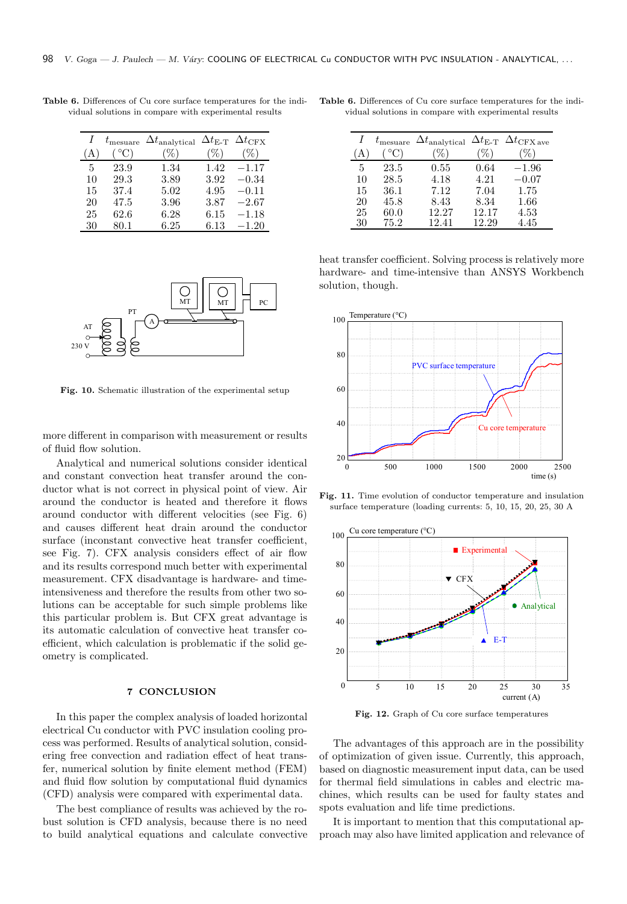**Table 6.** Differences of Cu core surface temperatures for the individual solutions in compare with experimental results

| $I$ (A) | $t_{\text{mesuare}}$ (°C) | $\Delta t_{\text{analytical}}$ (%) | $\Delta t_{\text{E-T}}$ (%) | $\Delta t_{\text{CFX}}$ (%) |
|---|---|---|---|---|
| 5 | 23.9 | 1.34 | 1.42 | −1.17 |
| 10 | 29.3 | 3.89 | 3.92 | −0.34 |
| 15 | 37.4 | 5.02 | 4.95 | −0.11 |
| 20 | 47.5 | 3.96 | 3.87 | −2.67 |
| 25 | 62.6 | 6.28 | 6.15 | −1.18 |
| 30 | 80.1 | 6.25 | 6.13 | −1.20 |

**Fig. 10.** Schematic illustration of the experimental setup

more different in comparison with measurement or results of fluid flow solution.

Analytical and numerical solutions consider identical and constant convection heat transfer around the conductor what is not correct in physical point of view. Air around the conductor is heated and therefore it flows around conductor with different velocities (see Fig. 6) and causes different heat drain around the conductor surface (inconstant convective heat transfer coefficient, see Fig. 7). CFX analysis considers effect of air flow and its results correspond much better with experimental measurement. CFX disadvantage is hardware- and time-intensiveness and therefore the results from other two solutions can be acceptable for such simple problems like this particular problem is. But CFX great advantage is its automatic calculation of convective heat transfer coefficient, which calculation is problematic if the solid geometry is complicated.

## 7 CONCLUSION

In this paper the complex analysis of loaded horizontal electrical Cu conductor with PVC insulation cooling process was performed. Results of analytical solution, considering free convection and radiation effect of heat transfer, numerical solution by finite element method (FEM) and fluid flow solution by computational fluid dynamics (CFD) analysis were compared with experimental data.

The best compliance of results was achieved by the robust solution is CFD analysis, because there is no need to build analytical equations and calculate convective heat transfer coefficient. Solving process is relatively more hardware- and time-intensive than ANSYS Workbench solution, though.

**Table 6.** Differences of Cu core surface temperatures for the individual solutions in compare with experimental results

| $I$ (A) | $t_{\text{mesuare}}$ (°C) | $\Delta t_{\text{analytical}}$ (%) | $\Delta t_{\text{E-T}}$ (%) | $\Delta t_{\text{CFX ave}}$ (%) |
|---|---|---|---|---|
| 5 | 23.5 | 0.55 | 0.64 | −1.96 |
| 10 | 28.5 | 4.18 | 4.21 | −0.07 |
| 15 | 36.1 | 7.12 | 7.04 | 1.75 |
| 20 | 45.8 | 8.43 | 8.34 | 1.66 |
| 25 | 60.0 | 12.27 | 12.17 | 4.53 |
| 30 | 75.2 | 12.41 | 12.29 | 4.45 |

**Fig. 11.** Time evolution of conductor temperature and insulation surface temperature (loading currents: 5, 10, 15, 20, 25, 30 A

**Fig. 12.** Graph of Cu core surface temperatures

The advantages of this approach are in the possibility of optimization of given issue. Currently, this approach, based on diagnostic measurement input data, can be used for thermal field simulations in cables and electric machines, which results can be used for faulty states and spots evaluation and life time predictions.

It is important to mention that this computational approach may also have limited application and relevance of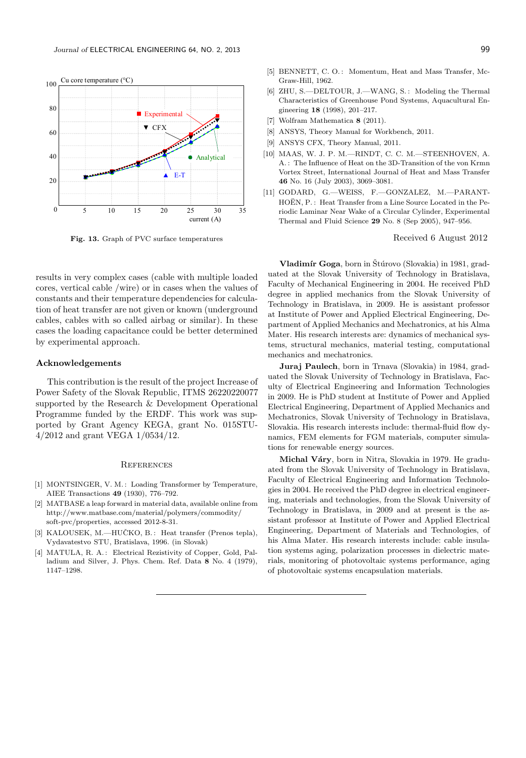Cu core temperature (°C)

100

80

60

40

20

0

5 10 15 20 25 30 35

current (A)

Experimental

CFX

Analytical

E-T

**Fig. 13.** Graph of PVC surface temperatures

results in very complex cases (cable with multiple loaded cores, vertical cable /wire) or in cases when the values of constants and their temperature dependencies for calculation of heat transfer are not given or known (underground cables, cables with so called airbag or similar). In these cases the loading capacitance could be better determined by experimental approach.

## Acknowledgements

This contribution is the result of the project Increase of Power Safety of the Slovak Republic, ITMS 26220220077 supported by the Research & Development Operational Programme funded by the ERDF. This work was supported by Grant Agency KEGA, grant No. 015STU-4/2012 and grant VEGA 1/0534/12.

## References

[1] MONTSINGER, V. M.: Loading Transformer by Temperature, AIEE Transactions **49** (1930), 776–792.

[2] MATBASE a leap forward in material data, available online from http://www.matbase.com/material/polymers/commodity/soft-pvc/properties, accessed 2012-8-31.

[3] KALOUSEK, M.—HUČKO, B.: Heat transfer (Prenos tepla), Vydavatestvo STU, Bratislava, 1996. (in Slovak)

[4] MATULA, R. A.: Electrical Rezistivity of Copper, Gold, Palladium and Silver, J. Phys. Chem. Ref. Data **8** No. 4 (1979), 1147–1298.

[5] BENNETT, C. O.: Momentum, Heat and Mass Transfer, McGraw-Hill, 1962.

[6] ZHU, S.—DELTOUR, J.—WANG, S.: Modeling the Thermal Characteristics of Greenhouse Pond Systems, Aquacultural Engineering **18** (1998), 201–217.

[7] Wolfram Mathematica **8** (2011).

[8] ANSYS, Theory Manual for Workbench, 2011.

[9] ANSYS CFX, Theory Manual, 2011.

[10] MAAS, W. J. P. M.—RINDT, C. C. M.—STEENHOVEN, A. A.: The Influence of Heat on the 3D-Transition of the von Krmn Vortex Street, International Journal of Heat and Mass Transfer **46** No. 16 (July 2003), 3069–3081.

[11] GODARD, G.—WEISS, F.—GONZALEZ, M.—PARANTHOËN, P.: Heat Transfer from a Line Source Located in the Periodic Laminar Near Wake of a Circular Cylinder, Experimental Thermal and Fluid Science **29** No. 8 (Sep 2005), 947–956.

Received 6 August 2012

**Vladimír Goga**, born in Štúrovo (Slovakia) in 1981, graduated at the Slovak University of Technology in Bratislava, Faculty of Mechanical Engineering in 2004. He received PhD degree in applied mechanics from the Slovak University of Technology in Bratislava, in 2009. He is assistant professor at Institute of Power and Applied Electrical Engineering, Department of Applied Mechanics and Mechatronics, at his Alma Mater. His research interests are: dynamics of mechanical systems, structural mechanics, material testing, computational mechanics and mechatronics.

**Juraj Paulech**, born in Trnava (Slovakia) in 1984, graduated the Slovak University of Technology in Bratislava, Faculty of Electrical Engineering and Information Technologies in 2009. He is PhD student at Institute of Power and Applied Electrical Engineering, Department of Applied Mechanics and Mechatronics, Slovak University of Technology in Bratislava, Slovakia. His research interests include: thermal-fluid flow dynamics, FEM elements for FGM materials, computer simulations for renewable energy sources.

**Michal Váry**, born in Nitra, Slovakia in 1979. He graduated from the Slovak University of Technology in Bratislava, Faculty of Electrical Engineering and Information Technologies in 2004. He received the PhD degree in electrical engineering, materials and technologies, from the Slovak University of Technology in Bratislava, in 2009 and at present is the assistant professor at Institute of Power and Applied Electrical Engineering, Department of Materials and Technologies, of his Alma Mater. His research interests include: cable insulation systems aging, polarization processes in dielectric materials, monitoring of photovoltaic systems performance, aging of photovoltaic systems encapsulation materials.